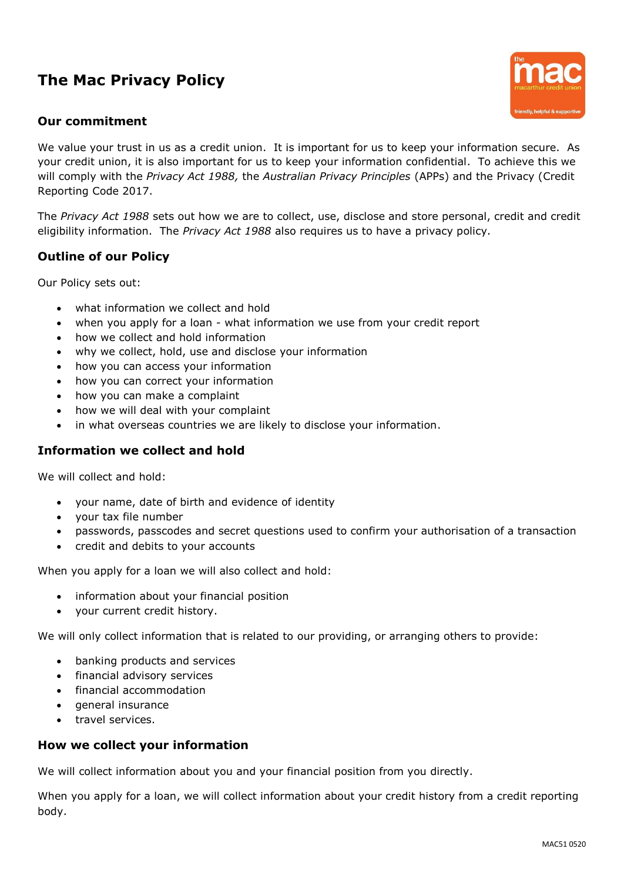# The Mac Privacy Policy

## Our commitment

We value your trust in us as a credit union. It is important for us to keep your information secure. As your credit union, it is also important for us to keep your information confidential. To achieve this we will comply with the *Privacy Act 1988,* the *Australian Privacy Principles* (APPs) and the Privacy (Credit Reporting Code 2017.

The *Privacy Act 1988* sets out how we are to collect, use, disclose and store personal, credit and credit eligibility information. The *Privacy Act 1988* also requires us to have a privacy policy.

## Outline of our Policy

Our Policy sets out:

- what information we collect and hold
- when you apply for a loan - what information we use from your credit report
- how we collect and hold information
- why we collect, hold, use and disclose your information
- how you can access your information
- how you can correct your information
- how you can make a complaint
- how we will deal with your complaint
- in what overseas countries we are likely to disclose your information.

## Information we collect and hold

We will collect and hold:

- your name, date of birth and evidence of identity
- your tax file number
- passwords, passcodes and secret questions used to confirm your authorisation of a transaction
- credit and debits to your accounts

When you apply for a loan we will also collect and hold:

- information about your financial position
- your current credit history.

We will only collect information that is related to our providing, or arranging others to provide:

- banking products and services
- financial advisory services
- financial accommodation
- general insurance
- travel services.

## How we collect your information

We will collect information about you and your financial position from you directly.

When you apply for a loan, we will collect information about your credit history from a credit reporting body.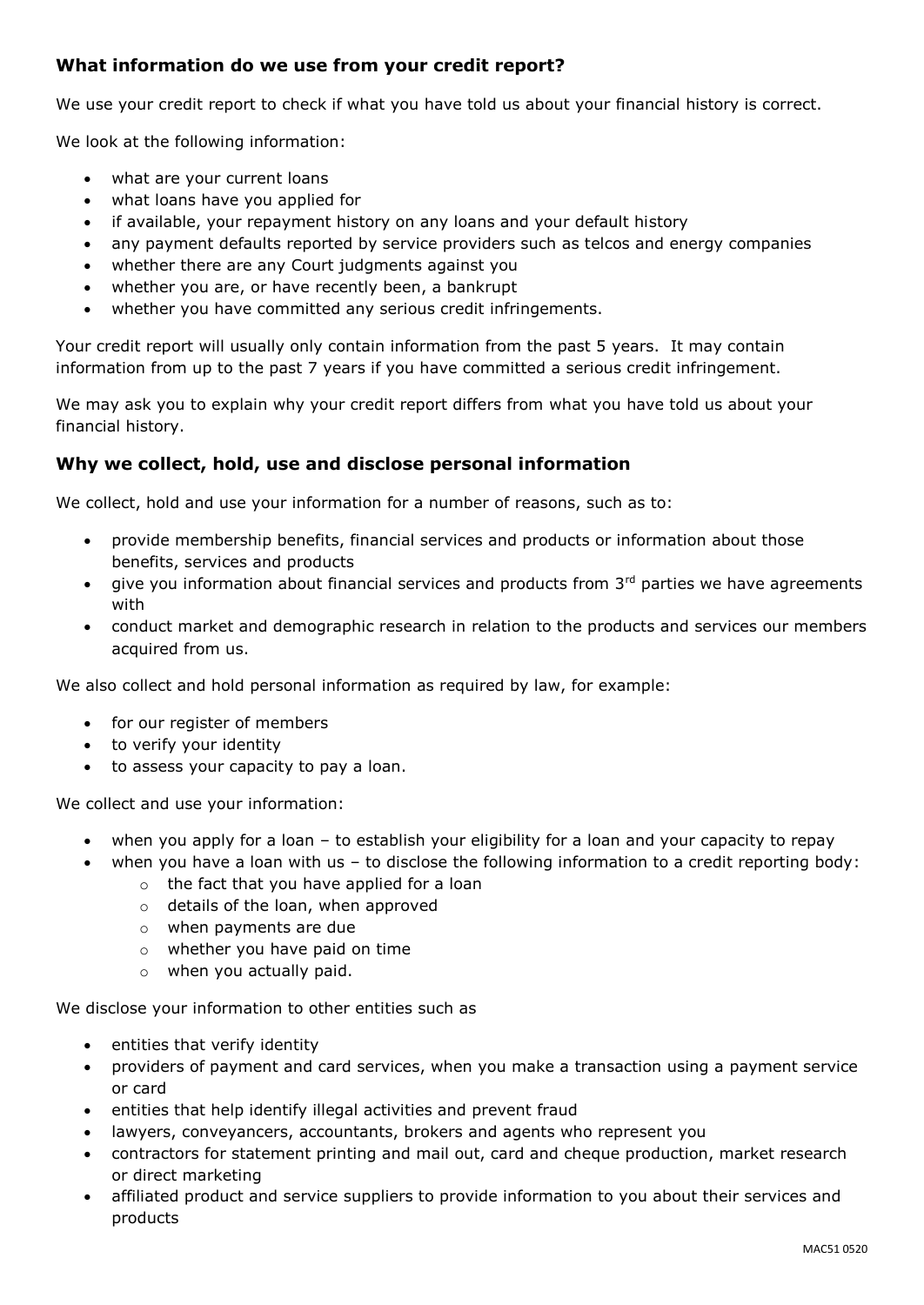## What information do we use from your credit report?

We use your credit report to check if what you have told us about your financial history is correct.

We look at the following information:

- what are your current loans
- what loans have you applied for
- if available, your repayment history on any loans and your default history
- any payment defaults reported by service providers such as telcos and energy companies
- whether there are any Court judgments against you
- whether you are, or have recently been, a bankrupt
- whether you have committed any serious credit infringements.

Your credit report will usually only contain information from the past 5 years. It may contain information from up to the past 7 years if you have committed a serious credit infringement.

We may ask you to explain why your credit report differs from what you have told us about your financial history.

## Why we collect, hold, use and disclose personal information

We collect, hold and use your information for a number of reasons, such as to:

- provide membership benefits, financial services and products or information about those benefits, services and products
- give you information about financial services and products from 3rd parties we have agreements with
- conduct market and demographic research in relation to the products and services our members acquired from us.

We also collect and hold personal information as required by law, for example:

- for our register of members
- to verify your identity
- to assess your capacity to pay a loan.

We collect and use your information:

- when you apply for a loan – to establish your eligibility for a loan and your capacity to repay
- when you have a loan with us – to disclose the following information to a credit reporting body:
    - the fact that you have applied for a loan
    - details of the loan, when approved
    - when payments are due
    - whether you have paid on time
    - when you actually paid.

We disclose your information to other entities such as

- entities that verify identity
- providers of payment and card services, when you make a transaction using a payment service or card
- entities that help identify illegal activities and prevent fraud
- lawyers, conveyancers, accountants, brokers and agents who represent you
- contractors for statement printing and mail out, card and cheque production, market research or direct marketing
- affiliated product and service suppliers to provide information to you about their services and products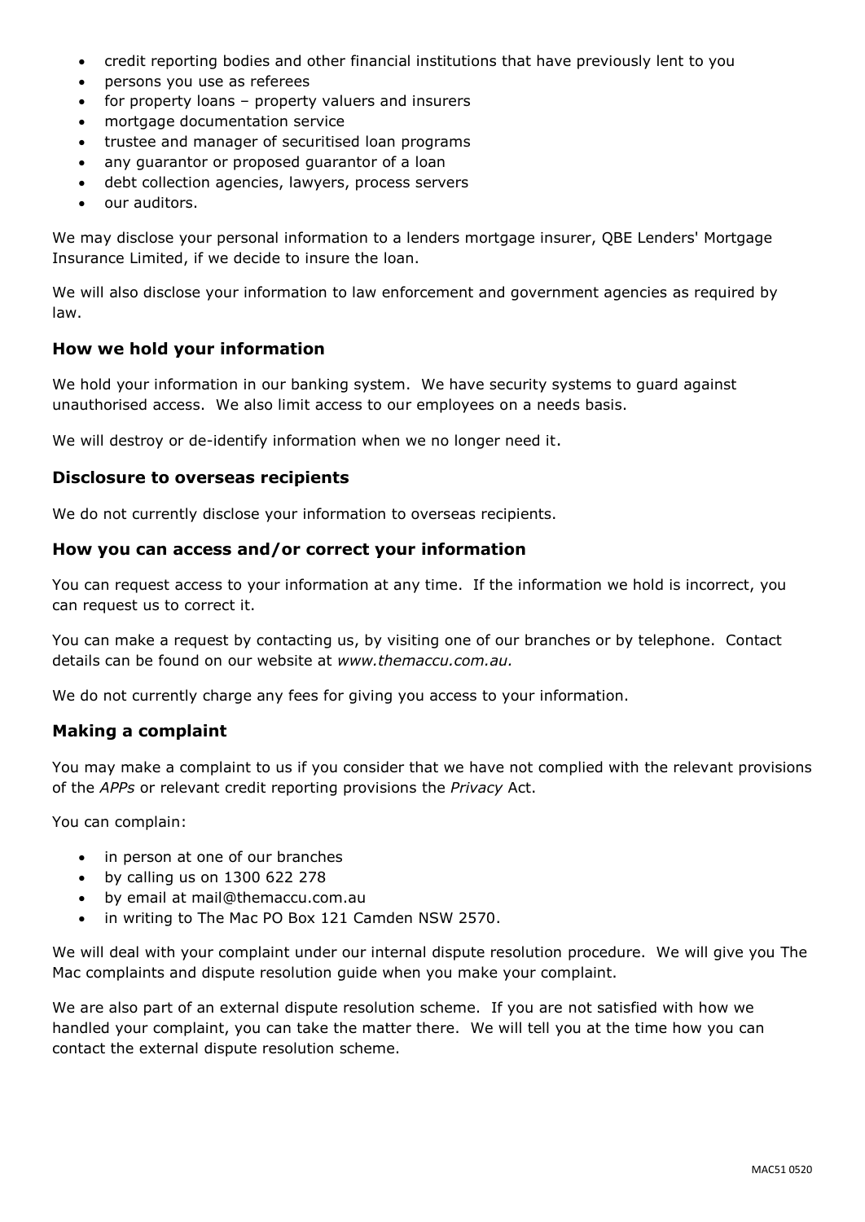- credit reporting bodies and other financial institutions that have previously lent to you
- persons you use as referees
- for property loans – property valuers and insurers
- mortgage documentation service
- trustee and manager of securitised loan programs
- any guarantor or proposed guarantor of a loan
- debt collection agencies, lawyers, process servers
- our auditors.

We may disclose your personal information to a lenders mortgage insurer, QBE Lenders' Mortgage Insurance Limited, if we decide to insure the loan.

We will also disclose your information to law enforcement and government agencies as required by law.

### How we hold your information

We hold your information in our banking system. We have security systems to guard against unauthorised access. We also limit access to our employees on a needs basis.

We will destroy or de-identify information when we no longer need it.

### Disclosure to overseas recipients

We do not currently disclose your information to overseas recipients.

### How you can access and/or correct your information

You can request access to your information at any time. If the information we hold is incorrect, you can request us to correct it.

You can make a request by contacting us, by visiting one of our branches or by telephone. Contact details can be found on our website at *www.themaccu.com.au.*

We do not currently charge any fees for giving you access to your information.

### Making a complaint

You may make a complaint to us if you consider that we have not complied with the relevant provisions of the *APPs* or relevant credit reporting provisions the *Privacy* Act.

You can complain:

- in person at one of our branches
- by calling us on 1300 622 278
- by email at mail@themaccu.com.au
- in writing to The Mac PO Box 121 Camden NSW 2570.

We will deal with your complaint under our internal dispute resolution procedure. We will give you The Mac complaints and dispute resolution guide when you make your complaint.

We are also part of an external dispute resolution scheme. If you are not satisfied with how we handled your complaint, you can take the matter there. We will tell you at the time how you can contact the external dispute resolution scheme.

MAC51 0520